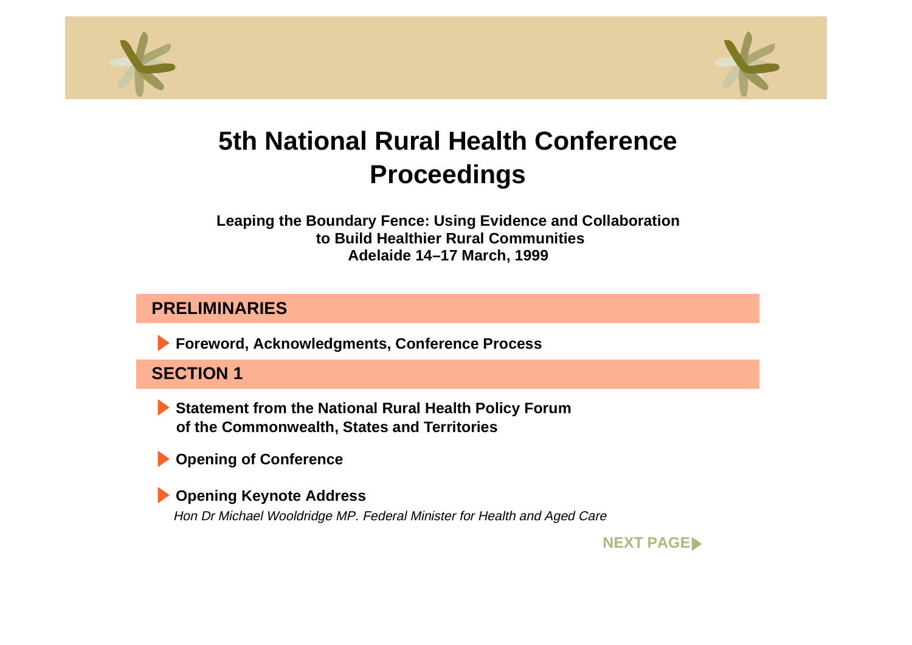# 5th National Rural Health Conference Proceedings

**Leaping the Boundary Fence: Using Evidence and Collaboration to Build Healthier Rural Communities**
**Adelaide 14–17 March, 1999**

## PRELIMINARIES

- **Foreword, Acknowledgments, Conference Process**

## SECTION 1

- **Statement from the National Rural Health Policy Forum of the Commonwealth, States and Territories**
- **Opening of Conference**
- **Opening Keynote Address**
  *Hon Dr Michael Wooldridge MP. Federal Minister for Health and Aged Care*

NEXT PAGE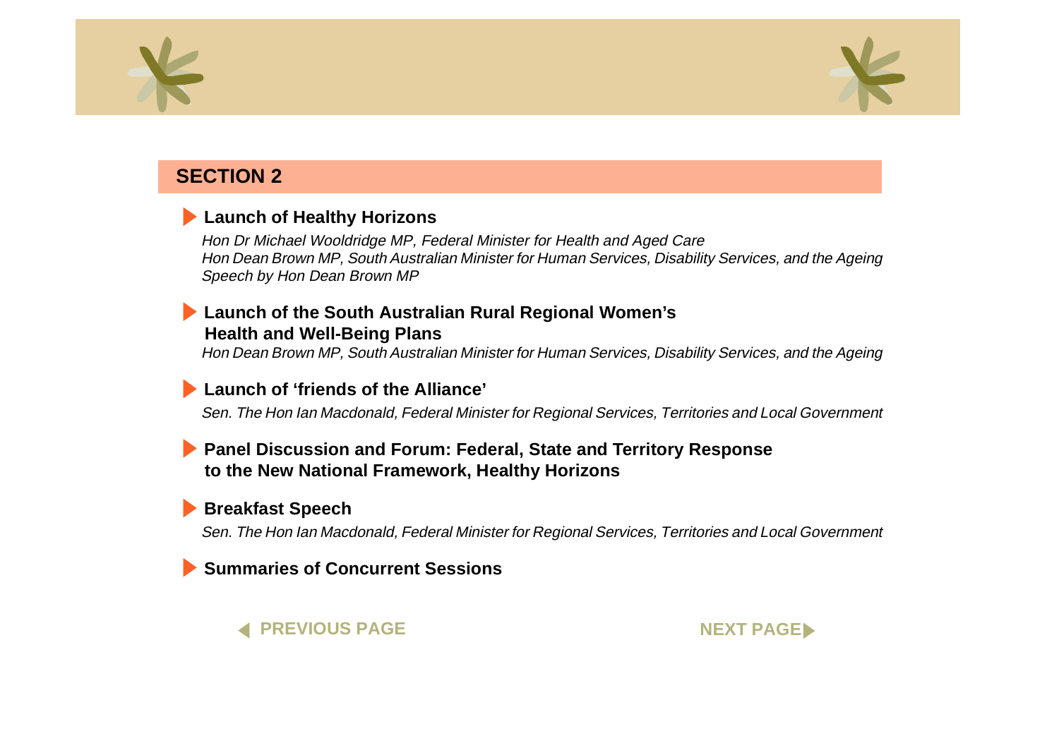## SECTION 2

### Launch of Healthy Horizons

*Hon Dr Michael Wooldridge MP, Federal Minister for Health and Aged Care*
*Hon Dean Brown MP, South Australian Minister for Human Services, Disability Services, and the Ageing*
*Speech by Hon Dean Brown MP*

### Launch of the South Australian Rural Regional Women's Health and Well-Being Plans

*Hon Dean Brown MP, South Australian Minister for Human Services, Disability Services, and the Ageing*

### Launch of 'friends of the Alliance'

*Sen. The Hon Ian Macdonald, Federal Minister for Regional Services, Territories and Local Government*

### Panel Discussion and Forum: Federal, State and Territory Response to the New National Framework, Healthy Horizons

### Breakfast Speech

*Sen. The Hon Ian Macdonald, Federal Minister for Regional Services, Territories and Local Government*

### Summaries of Concurrent Sessions

PREVIOUS PAGE NEXT PAGE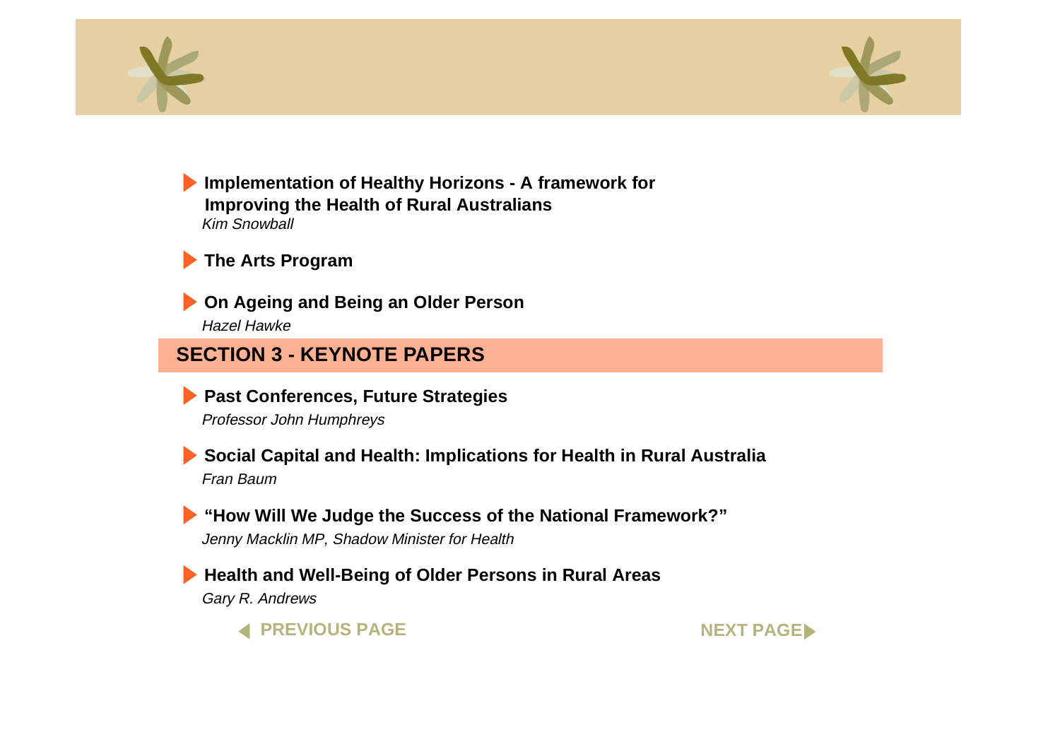- **Implementation of Healthy Horizons - A framework for Improving the Health of Rural Australians**
  *Kim Snowball*

- **The Arts Program**

- **On Ageing and Being an Older Person**
  *Hazel Hawke*

## SECTION 3 - KEYNOTE PAPERS

- **Past Conferences, Future Strategies**
  *Professor John Humphreys*

- **Social Capital and Health: Implications for Health in Rural Australia**
  *Fran Baum*

- **"How Will We Judge the Success of the National Framework?"**
  *Jenny Macklin MP, Shadow Minister for Health*

- **Health and Well-Being of Older Persons in Rural Areas**
  *Gary R. Andrews*

PREVIOUS PAGE NEXT PAGE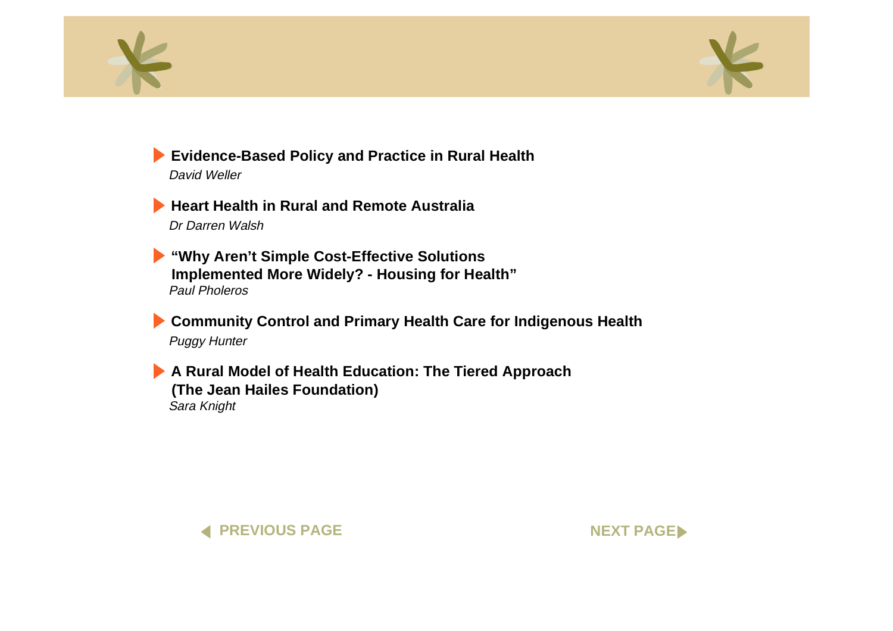- **Evidence-Based Policy and Practice in Rural Health**
  *David Weller*

- **Heart Health in Rural and Remote Australia**
  *Dr Darren Walsh*

- **"Why Aren't Simple Cost-Effective Solutions Implemented More Widely? - Housing for Health"**
  *Paul Pholeros*

- **Community Control and Primary Health Care for Indigenous Health**
  *Puggy Hunter*

- **A Rural Model of Health Education: The Tiered Approach (The Jean Hailes Foundation)**
  *Sara Knight*

PREVIOUS PAGE NEXT PAGE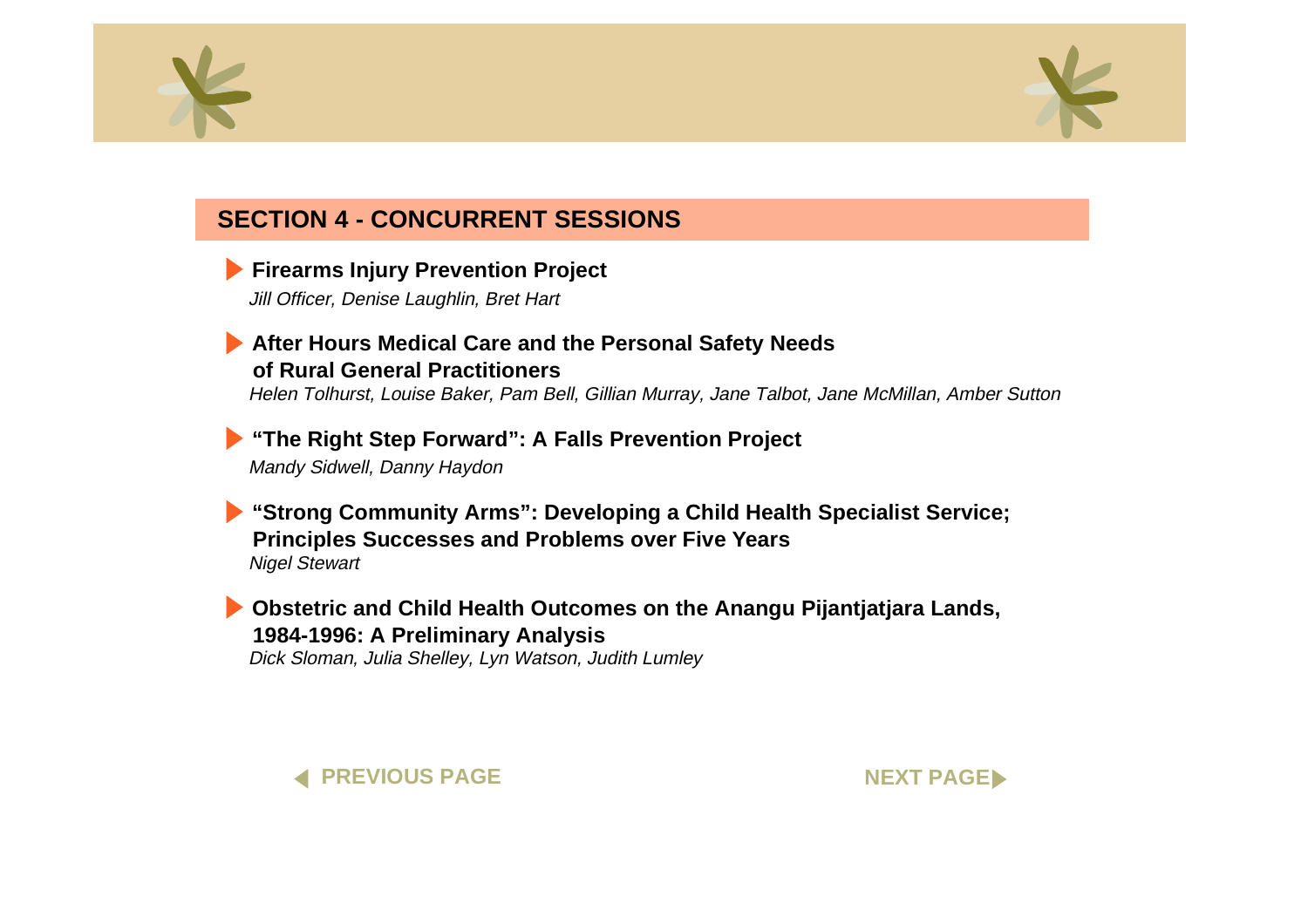## SECTION 4 - CONCURRENT SESSIONS

- **Firearms Injury Prevention Project**
  *Jill Officer, Denise Laughlin, Bret Hart*

- **After Hours Medical Care and the Personal Safety Needs of Rural General Practitioners**
  *Helen Tolhurst, Louise Baker, Pam Bell, Gillian Murray, Jane Talbot, Jane McMillan, Amber Sutton*

- **"The Right Step Forward": A Falls Prevention Project**
  *Mandy Sidwell, Danny Haydon*

- **"Strong Community Arms": Developing a Child Health Specialist Service; Principles Successes and Problems over Five Years**
  *Nigel Stewart*

- **Obstetric and Child Health Outcomes on the Anangu Pijantjatjara Lands, 1984-1996: A Preliminary Analysis**
  *Dick Sloman, Julia Shelley, Lyn Watson, Judith Lumley*

PREVIOUS PAGE NEXT PAGE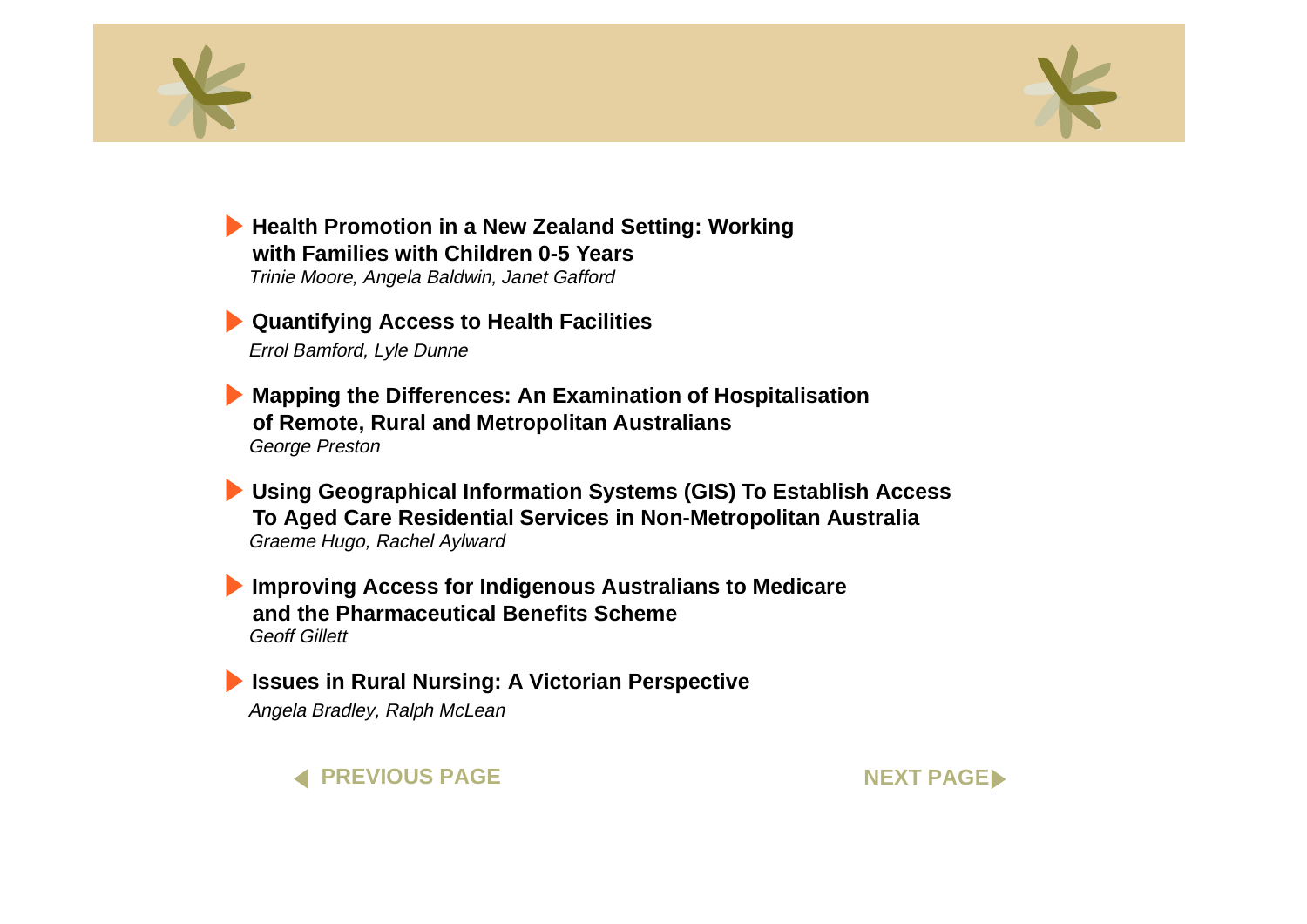- **Health Promotion in a New Zealand Setting: Working with Families with Children 0-5 Years**
  *Trinie Moore, Angela Baldwin, Janet Gafford*

- **Quantifying Access to Health Facilities**
  *Errol Bamford, Lyle Dunne*

- **Mapping the Differences: An Examination of Hospitalisation of Remote, Rural and Metropolitan Australians**
  *George Preston*

- **Using Geographical Information Systems (GIS) To Establish Access To Aged Care Residential Services in Non-Metropolitan Australia**
  *Graeme Hugo, Rachel Aylward*

- **Improving Access for Indigenous Australians to Medicare and the Pharmaceutical Benefits Scheme**
  *Geoff Gillett*

- **Issues in Rural Nursing: A Victorian Perspective**
  *Angela Bradley, Ralph McLean*

PREVIOUS PAGE | NEXT PAGE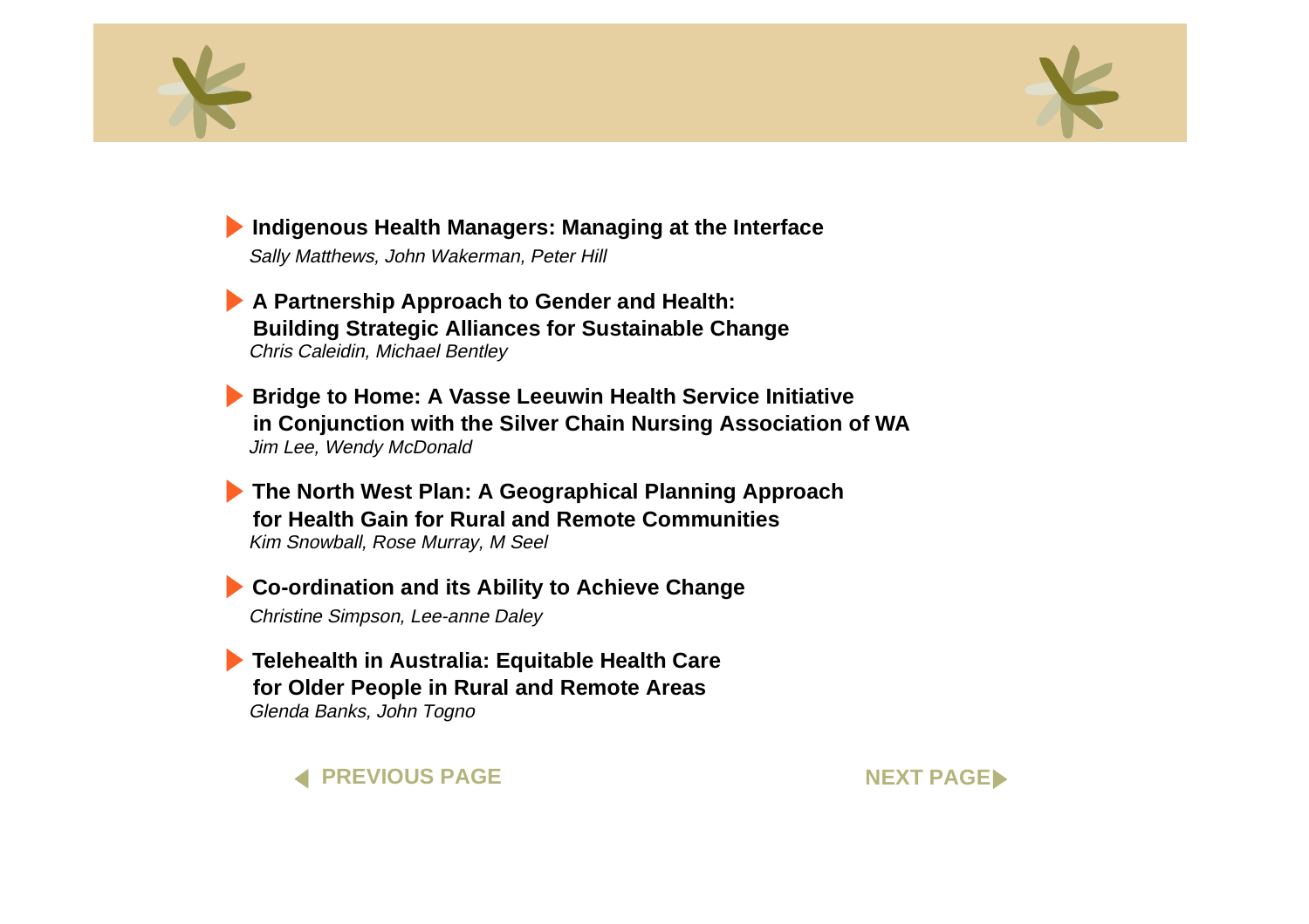- **Indigenous Health Managers: Managing at the Interface**
  *Sally Matthews, John Wakerman, Peter Hill*

- **A Partnership Approach to Gender and Health: Building Strategic Alliances for Sustainable Change**
  *Chris Caleidin, Michael Bentley*

- **Bridge to Home: A Vasse Leeuwin Health Service Initiative in Conjunction with the Silver Chain Nursing Association of WA**
  *Jim Lee, Wendy McDonald*

- **The North West Plan: A Geographical Planning Approach for Health Gain for Rural and Remote Communities**
  *Kim Snowball, Rose Murray, M Seel*

- **Co-ordination and its Ability to Achieve Change**
  *Christine Simpson, Lee-anne Daley*

- **Telehealth in Australia: Equitable Health Care for Older People in Rural and Remote Areas**
  *Glenda Banks, John Togno*

PREVIOUS PAGE NEXT PAGE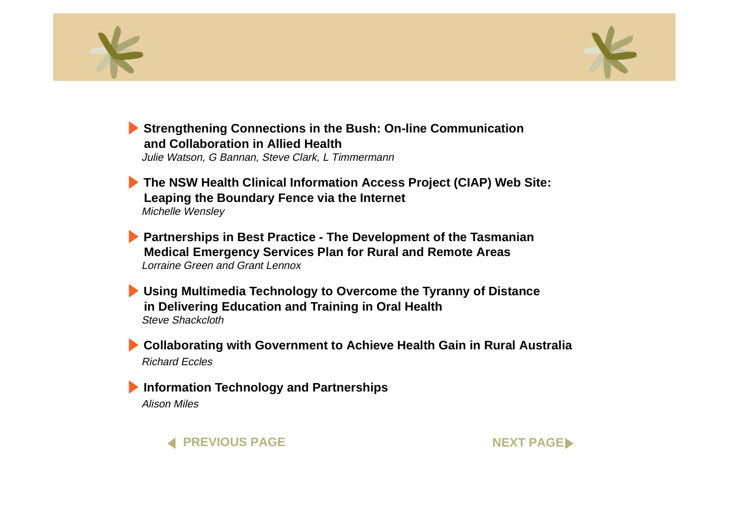- **Strengthening Connections in the Bush: On-line Communication and Collaboration in Allied Health**
  *Julie Watson, G Bannan, Steve Clark, L Timmermann*

- **The NSW Health Clinical Information Access Project (CIAP) Web Site: Leaping the Boundary Fence via the Internet**
  *Michelle Wensley*

- **Partnerships in Best Practice - The Development of the Tasmanian Medical Emergency Services Plan for Rural and Remote Areas**
  *Lorraine Green and Grant Lennox*

- **Using Multimedia Technology to Overcome the Tyranny of Distance in Delivering Education and Training in Oral Health**
  *Steve Shackcloth*

- **Collaborating with Government to Achieve Health Gain in Rural Australia**
  *Richard Eccles*

- **Information Technology and Partnerships**
  *Alison Miles*

PREVIOUS PAGE NEXT PAGE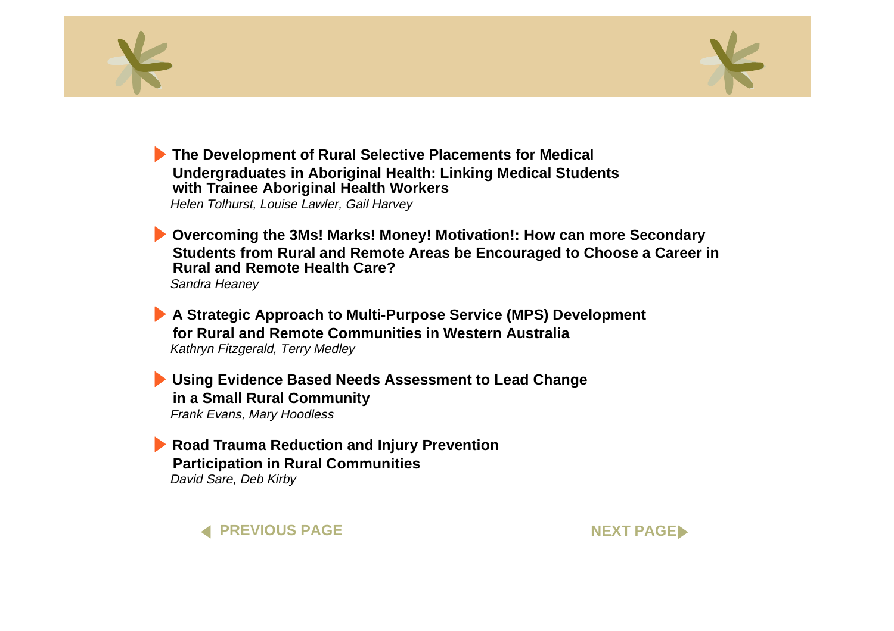- **The Development of Rural Selective Placements for Medical Undergraduates in Aboriginal Health: Linking Medical Students with Trainee Aboriginal Health Workers**
  *Helen Tolhurst, Louise Lawler, Gail Harvey*

- **Overcoming the 3Ms! Marks! Money! Motivation!: How can more Secondary Students from Rural and Remote Areas be Encouraged to Choose a Career in Rural and Remote Health Care?**
  *Sandra Heaney*

- **A Strategic Approach to Multi-Purpose Service (MPS) Development for Rural and Remote Communities in Western Australia**
  *Kathryn Fitzgerald, Terry Medley*

- **Using Evidence Based Needs Assessment to Lead Change in a Small Rural Community**
  *Frank Evans, Mary Hoodless*

- **Road Trauma Reduction and Injury Prevention Participation in Rural Communities**
  *David Sare, Deb Kirby*

PREVIOUS PAGE NEXT PAGE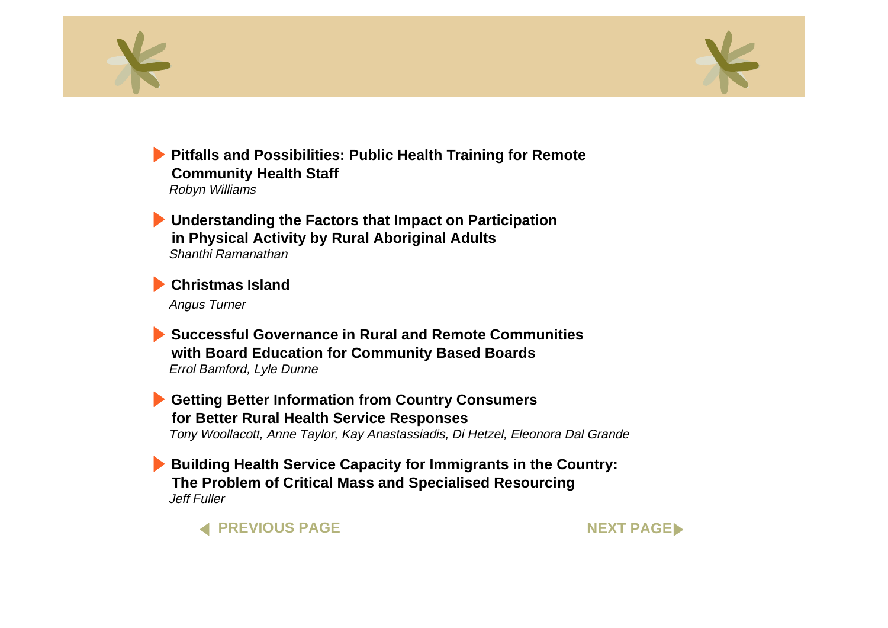- **Pitfalls and Possibilities: Public Health Training for Remote Community Health Staff**
  *Robyn Williams*

- **Understanding the Factors that Impact on Participation in Physical Activity by Rural Aboriginal Adults**
  *Shanthi Ramanathan*

- **Christmas Island**
  *Angus Turner*

- **Successful Governance in Rural and Remote Communities with Board Education for Community Based Boards**
  *Errol Bamford, Lyle Dunne*

- **Getting Better Information from Country Consumers for Better Rural Health Service Responses**
  *Tony Woollacott, Anne Taylor, Kay Anastassiadis, Di Hetzel, Eleonora Dal Grande*

- **Building Health Service Capacity for Immigrants in the Country: The Problem of Critical Mass and Specialised Resourcing**
  *Jeff Fuller*

PREVIOUS PAGE NEXT PAGE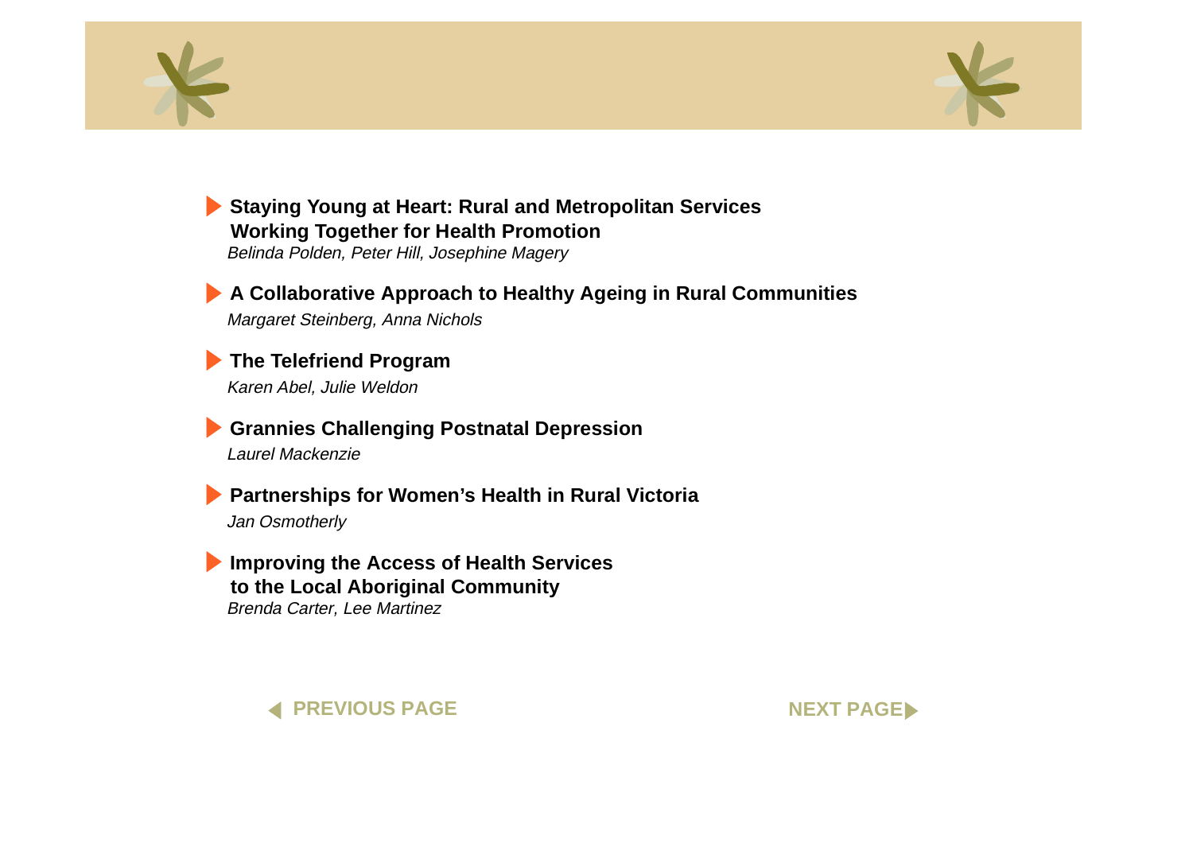- **Staying Young at Heart: Rural and Metropolitan Services Working Together for Health Promotion**
  *Belinda Polden, Peter Hill, Josephine Magery*

- **A Collaborative Approach to Healthy Ageing in Rural Communities**
  *Margaret Steinberg, Anna Nichols*

- **The Telefriend Program**
  *Karen Abel, Julie Weldon*

- **Grannies Challenging Postnatal Depression**
  *Laurel Mackenzie*

- **Partnerships for Women's Health in Rural Victoria**
  *Jan Osmotherly*

- **Improving the Access of Health Services to the Local Aboriginal Community**
  *Brenda Carter, Lee Martinez*

PREVIOUS PAGE

NEXT PAGE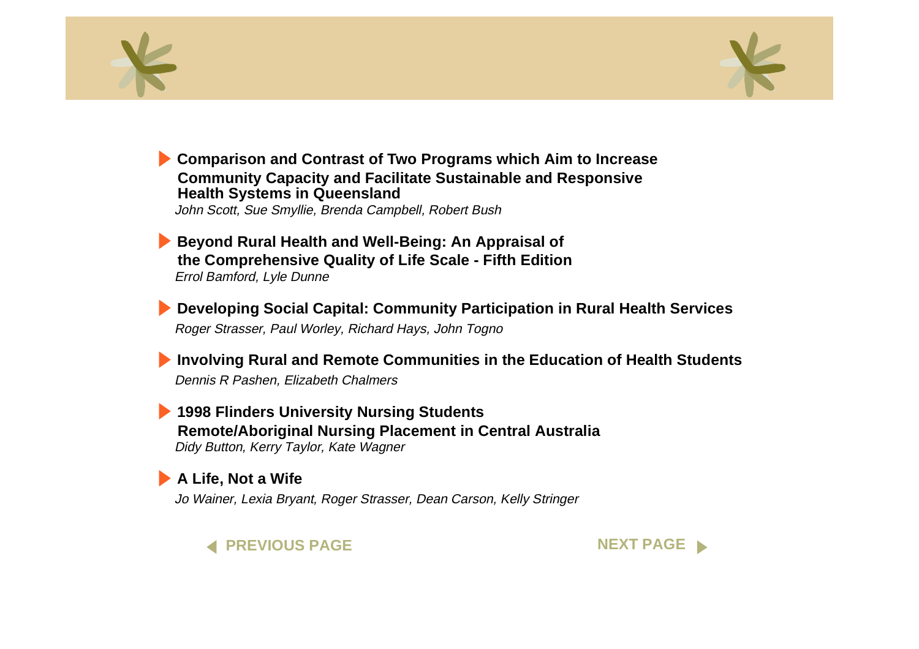- **Comparison and Contrast of Two Programs which Aim to Increase Community Capacity and Facilitate Sustainable and Responsive Health Systems in Queensland**
  *John Scott, Sue Smyllie, Brenda Campbell, Robert Bush*

- **Beyond Rural Health and Well-Being: An Appraisal of the Comprehensive Quality of Life Scale - Fifth Edition**
  *Errol Bamford, Lyle Dunne*

- **Developing Social Capital: Community Participation in Rural Health Services**
  *Roger Strasser, Paul Worley, Richard Hays, John Togno*

- **Involving Rural and Remote Communities in the Education of Health Students**
  *Dennis R Pashen, Elizabeth Chalmers*

- **1998 Flinders University Nursing Students Remote/Aboriginal Nursing Placement in Central Australia**
  *Didy Button, Kerry Taylor, Kate Wagner*

- **A Life, Not a Wife**
  *Jo Wainer, Lexia Bryant, Roger Strasser, Dean Carson, Kelly Stringer*

**PREVIOUS PAGE** **NEXT PAGE**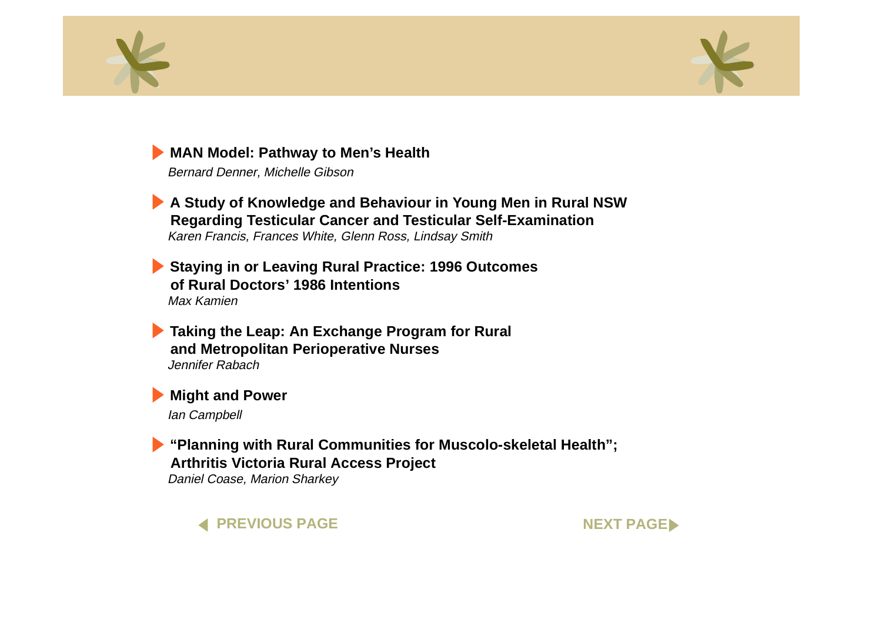- **MAN Model: Pathway to Men's Health**
  *Bernard Denner, Michelle Gibson*

- **A Study of Knowledge and Behaviour in Young Men in Rural NSW Regarding Testicular Cancer and Testicular Self-Examination**
  *Karen Francis, Frances White, Glenn Ross, Lindsay Smith*

- **Staying in or Leaving Rural Practice: 1996 Outcomes of Rural Doctors' 1986 Intentions**
  *Max Kamien*

- **Taking the Leap: An Exchange Program for Rural and Metropolitan Perioperative Nurses**
  *Jennifer Rabach*

- **Might and Power**
  *Ian Campbell*

- **"Planning with Rural Communities for Muscolo-skeletal Health"; Arthritis Victoria Rural Access Project**
  *Daniel Coase, Marion Sharkey*

PREVIOUS PAGE | NEXT PAGE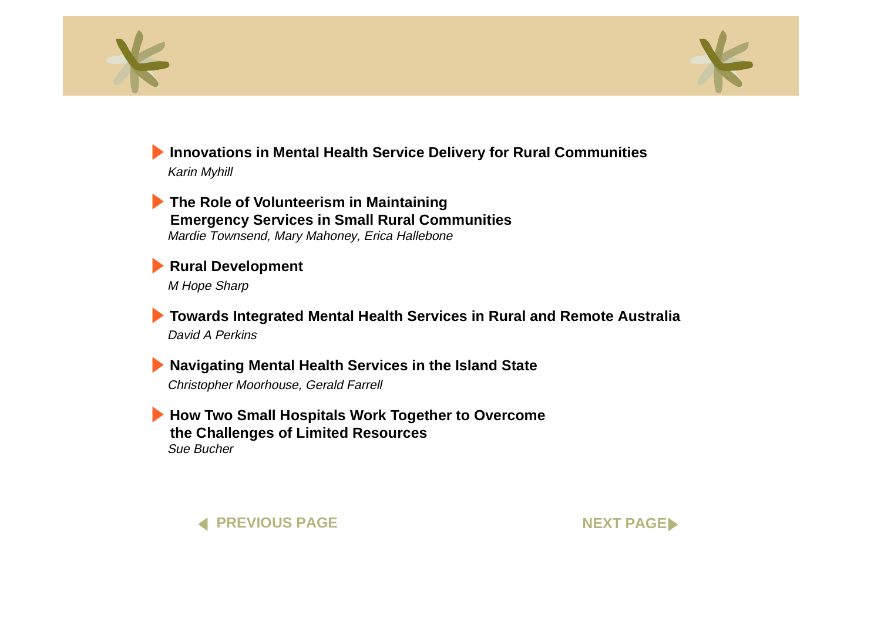- **Innovations in Mental Health Service Delivery for Rural Communities**
  *Karin Myhill*

- **The Role of Volunteerism in Maintaining Emergency Services in Small Rural Communities**
  *Mardie Townsend, Mary Mahoney, Erica Hallebone*

- **Rural Development**
  *M Hope Sharp*

- **Towards Integrated Mental Health Services in Rural and Remote Australia**
  *David A Perkins*

- **Navigating Mental Health Services in the Island State**
  *Christopher Moorhouse, Gerald Farrell*

- **How Two Small Hospitals Work Together to Overcome the Challenges of Limited Resources**
  *Sue Bucher*

PREVIOUS PAGE

NEXT PAGE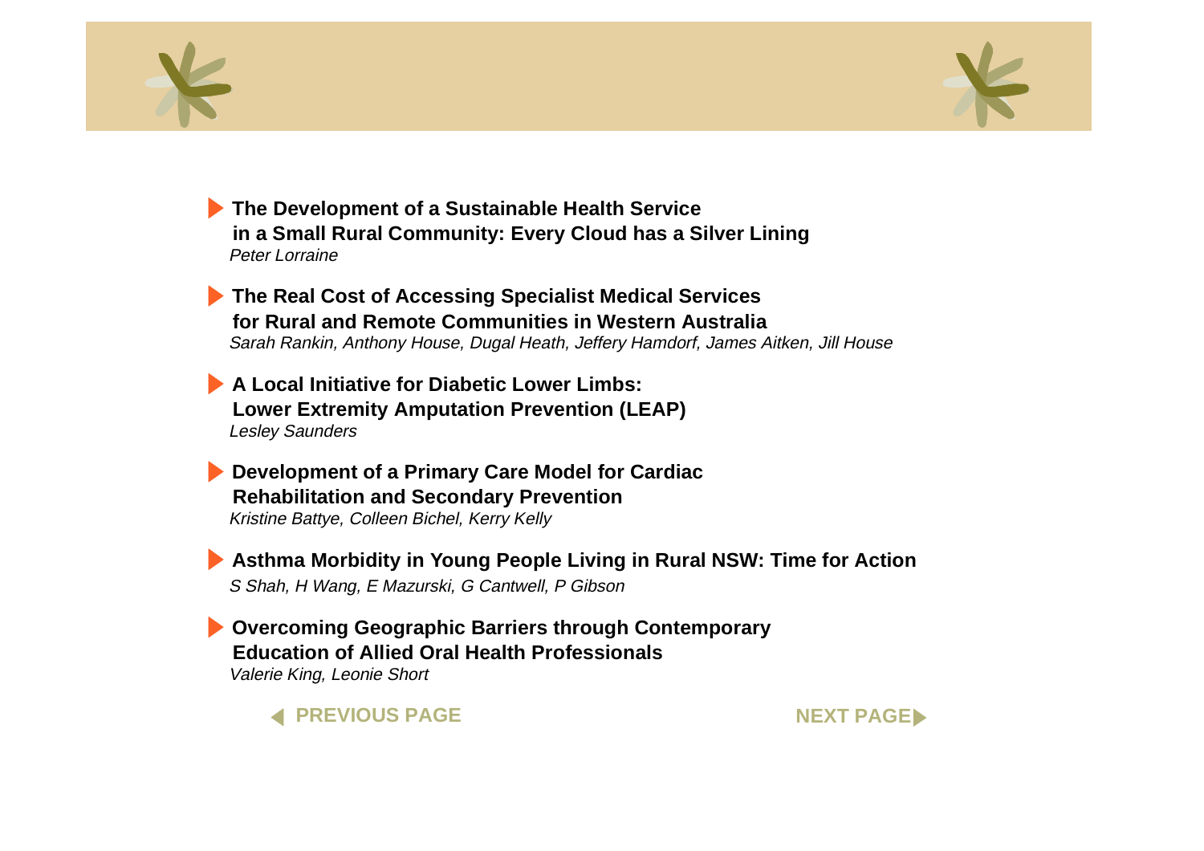- **The Development of a Sustainable Health Service in a Small Rural Community: Every Cloud has a Silver Lining**
  *Peter Lorraine*

- **The Real Cost of Accessing Specialist Medical Services for Rural and Remote Communities in Western Australia**
  *Sarah Rankin, Anthony House, Dugal Heath, Jeffery Hamdorf, James Aitken, Jill House*

- **A Local Initiative for Diabetic Lower Limbs: Lower Extremity Amputation Prevention (LEAP)**
  *Lesley Saunders*

- **Development of a Primary Care Model for Cardiac Rehabilitation and Secondary Prevention**
  *Kristine Battye, Colleen Bichel, Kerry Kelly*

- **Asthma Morbidity in Young People Living in Rural NSW: Time for Action**
  *S Shah, H Wang, E Mazurski, G Cantwell, P Gibson*

- **Overcoming Geographic Barriers through Contemporary Education of Allied Oral Health Professionals**
  *Valerie King, Leonie Short*

PREVIOUS PAGE NEXT PAGE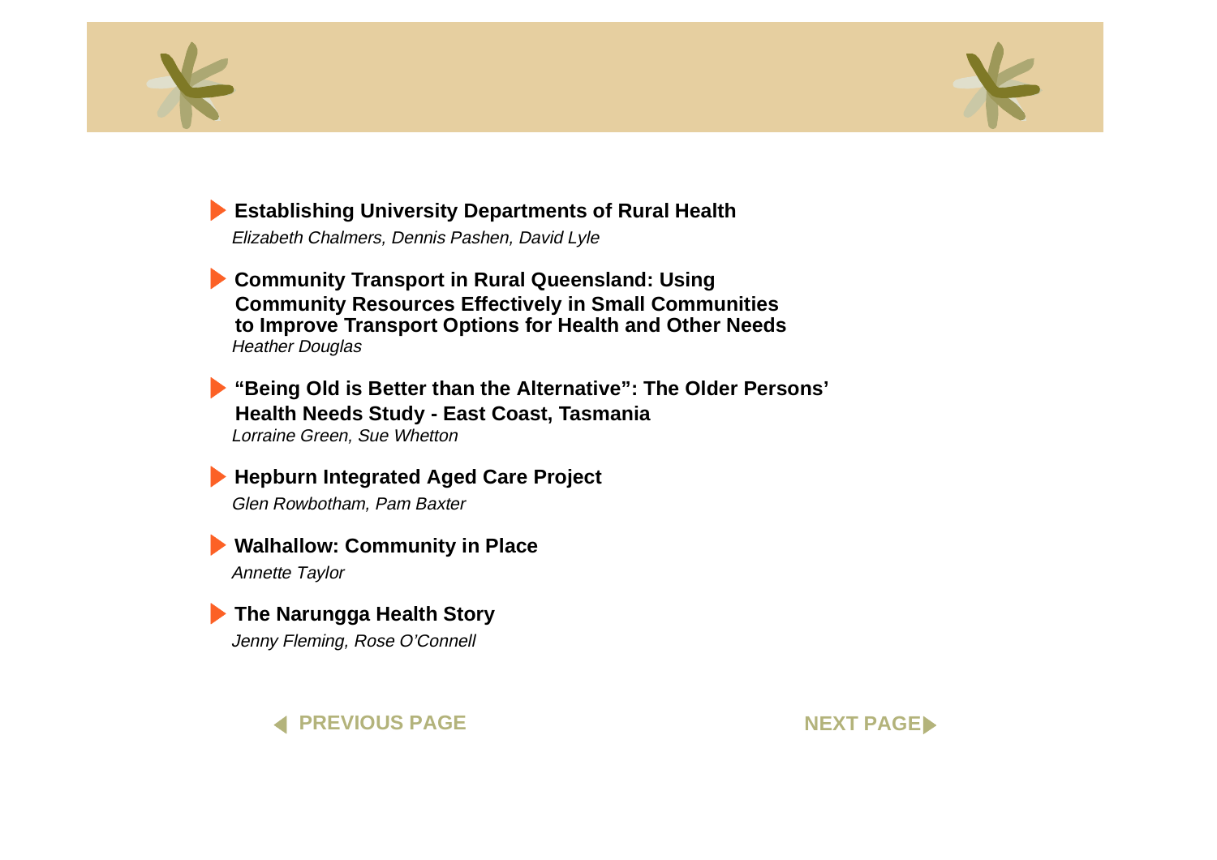- **Establishing University Departments of Rural Health**
  *Elizabeth Chalmers, Dennis Pashen, David Lyle*

- **Community Transport in Rural Queensland: Using Community Resources Effectively in Small Communities to Improve Transport Options for Health and Other Needs**
  *Heather Douglas*

- **"Being Old is Better than the Alternative": The Older Persons' Health Needs Study - East Coast, Tasmania**
  *Lorraine Green, Sue Whetton*

- **Hepburn Integrated Aged Care Project**
  *Glen Rowbotham, Pam Baxter*

- **Walhallow: Community in Place**
  *Annette Taylor*

- **The Narungga Health Story**
  *Jenny Fleming, Rose O'Connell*

PREVIOUS PAGE NEXT PAGE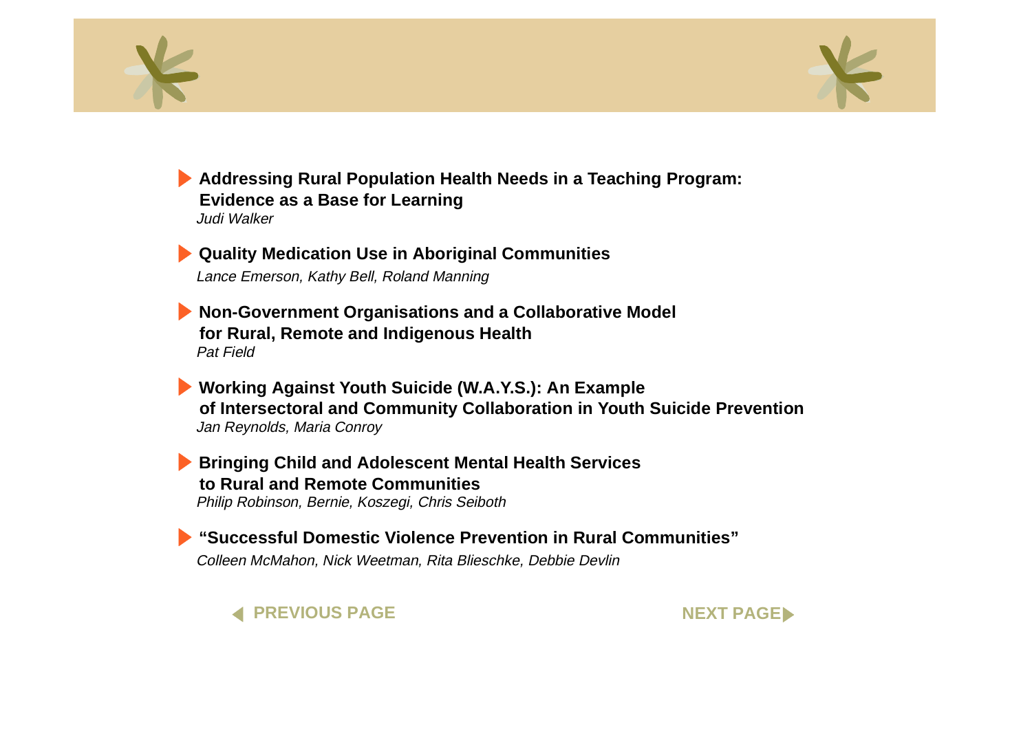- **Addressing Rural Population Health Needs in a Teaching Program: Evidence as a Base for Learning**
  *Judi Walker*

- **Quality Medication Use in Aboriginal Communities**
  *Lance Emerson, Kathy Bell, Roland Manning*

- **Non-Government Organisations and a Collaborative Model for Rural, Remote and Indigenous Health**
  *Pat Field*

- **Working Against Youth Suicide (W.A.Y.S.): An Example of Intersectoral and Community Collaboration in Youth Suicide Prevention**
  *Jan Reynolds, Maria Conroy*

- **Bringing Child and Adolescent Mental Health Services to Rural and Remote Communities**
  *Philip Robinson, Bernie, Koszegi, Chris Seiboth*

- **"Successful Domestic Violence Prevention in Rural Communities"**
  *Colleen McMahon, Nick Weetman, Rita Blieschke, Debbie Devlin*

PREVIOUS PAGE NEXT PAGE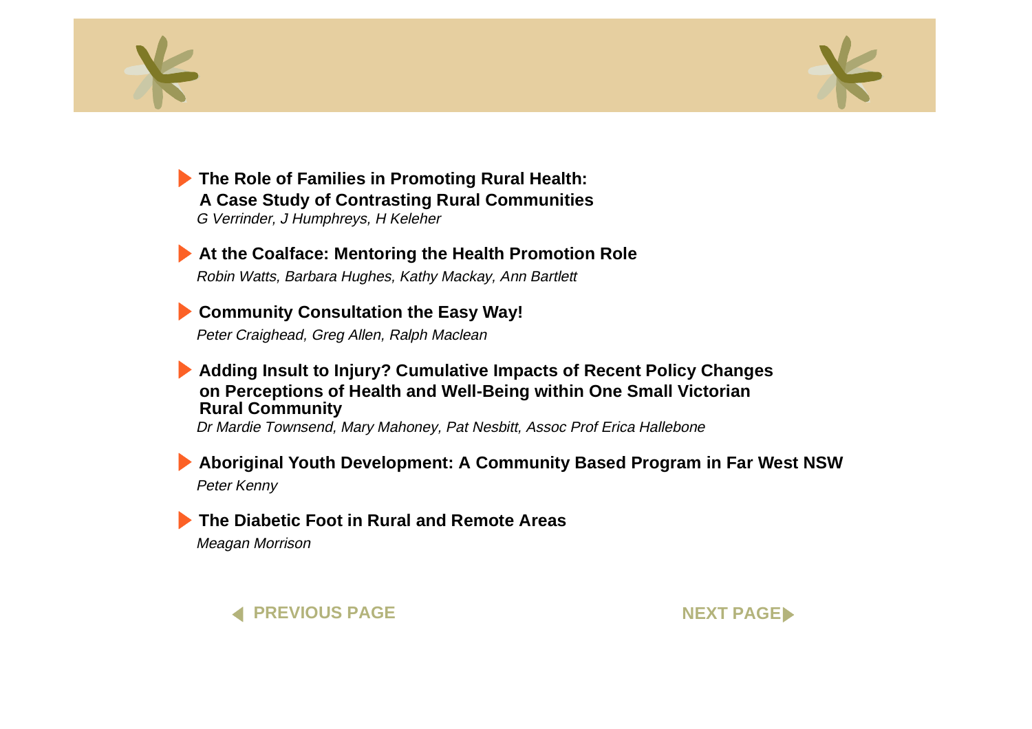- **The Role of Families in Promoting Rural Health: A Case Study of Contrasting Rural Communities**
  *G Verrinder, J Humphreys, H Keleher*

- **At the Coalface: Mentoring the Health Promotion Role**
  *Robin Watts, Barbara Hughes, Kathy Mackay, Ann Bartlett*

- **Community Consultation the Easy Way!**
  *Peter Craighead, Greg Allen, Ralph Maclean*

- **Adding Insult to Injury? Cumulative Impacts of Recent Policy Changes on Perceptions of Health and Well-Being within One Small Victorian Rural Community**
  *Dr Mardie Townsend, Mary Mahoney, Pat Nesbitt, Assoc Prof Erica Hallebone*

- **Aboriginal Youth Development: A Community Based Program in Far West NSW**
  *Peter Kenny*

- **The Diabetic Foot in Rural and Remote Areas**
  *Meagan Morrison*

PREVIOUS PAGE

NEXT PAGE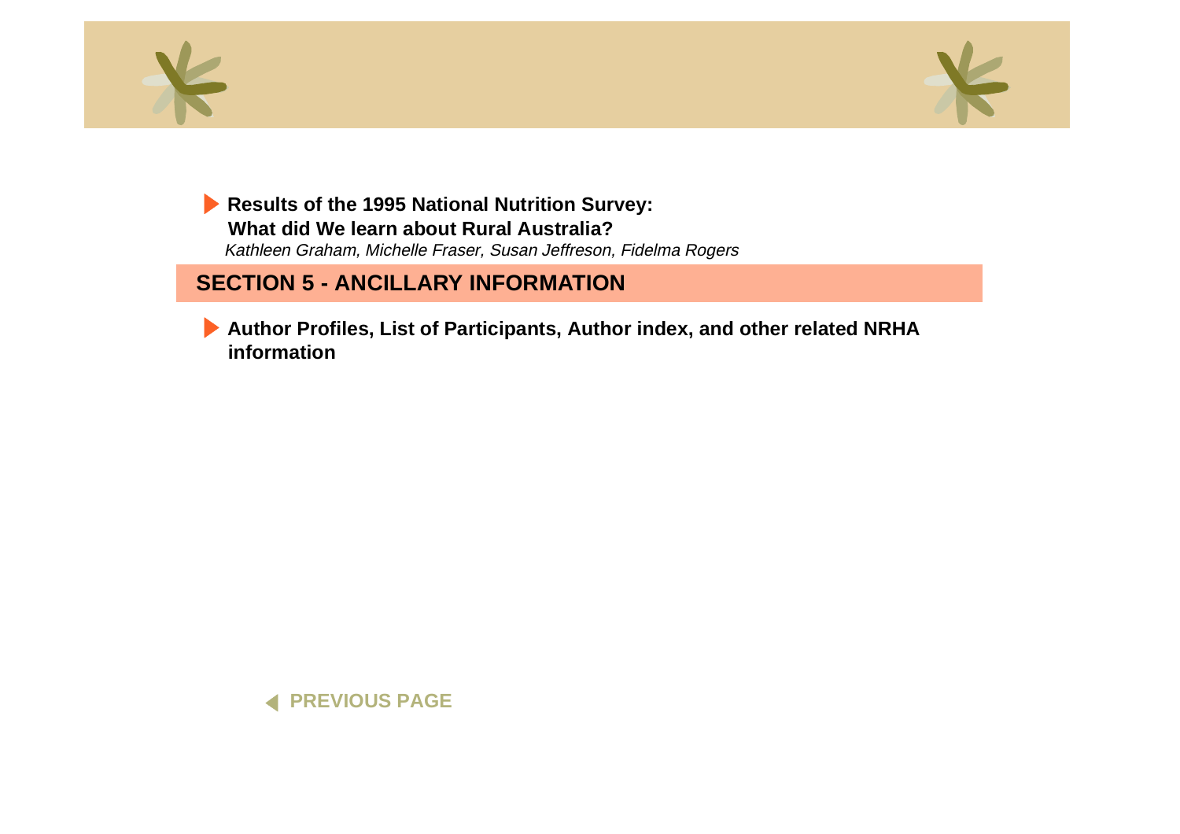**Results of the 1995 National Nutrition Survey: What did We learn about Rural Australia?**
*Kathleen Graham, Michelle Fraser, Susan Jeffreson, Fidelma Rogers*

## SECTION 5 - ANCILLARY INFORMATION

**Author Profiles, List of Participants, Author index, and other related NRHA information**

PREVIOUS PAGE